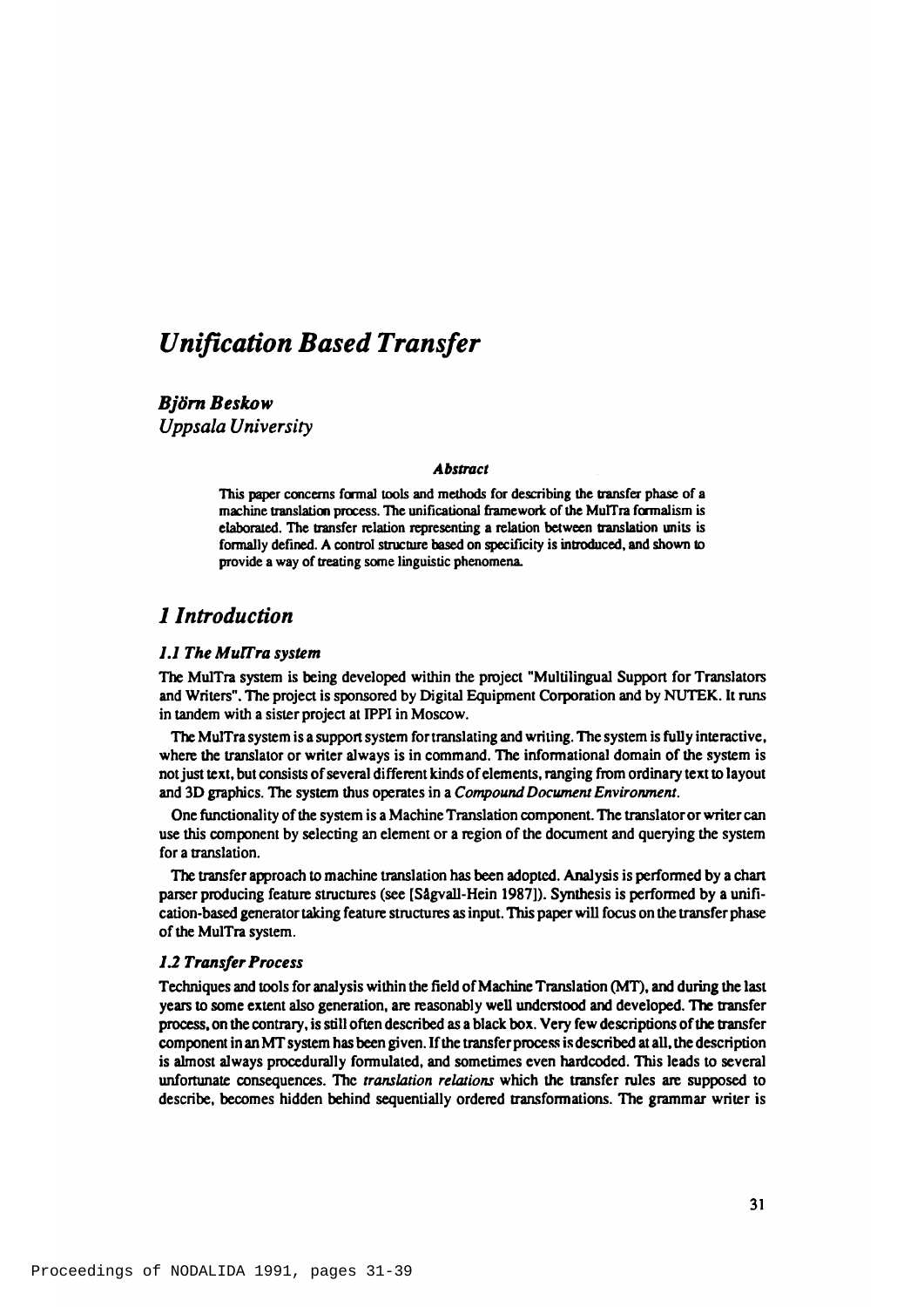# *Unification Based Transfer*

***Björn Beskow***
*Uppsala University*

### *Abstract*

This paper concerns formal tools and methods for describing the transfer phase of a machine translation process. The unificational framework of the MulTra formalism is elaborated. The transfer relation representing a relation between translation units is formally defined. A control structure based on specificity is introduced, and shown to provide a way of treating some linguistic phenomena.

## *1 Introduction*

### *1.1 The MulTra system*

The MulTra system is being developed within the project "Multilingual Support for Translators and Writers". The project is sponsored by Digital Equipment Corporation and by NUTEK. It runs in tandem with a sister project at IPPI in Moscow.

The MulTra system is a support system for translating and writing. The system is fully interactive, where the translator or writer always is in command. The informational domain of the system is not just text, but consists of several different kinds of elements, ranging from ordinary text to layout and 3D graphics. The system thus operates in a *Compound Document Environment*.

One functionality of the system is a Machine Translation component. The translator or writer can use this component by selecting an element or a region of the document and querying the system for a translation.

The transfer approach to machine translation has been adopted. Analysis is performed by a chart parser producing feature structures (see [Sågvall-Hein 1987]). Synthesis is performed by a unification-based generator taking feature structures as input. This paper will focus on the transfer phase of the MulTra system.

### *1.2 Transfer Process*

Techniques and tools for analysis within the field of Machine Translation (MT), and during the last years to some extent also generation, are reasonably well understood and developed. The transfer process, on the contrary, is still often described as a black box. Very few descriptions of the transfer component in an MT system has been given. If the transfer process is described at all, the description is almost always procedurally formulated, and sometimes even hardcoded. This leads to several unfortunate consequences. The *translation relations* which the transfer rules are supposed to describe, becomes hidden behind sequentially ordered transformations. The grammar writer is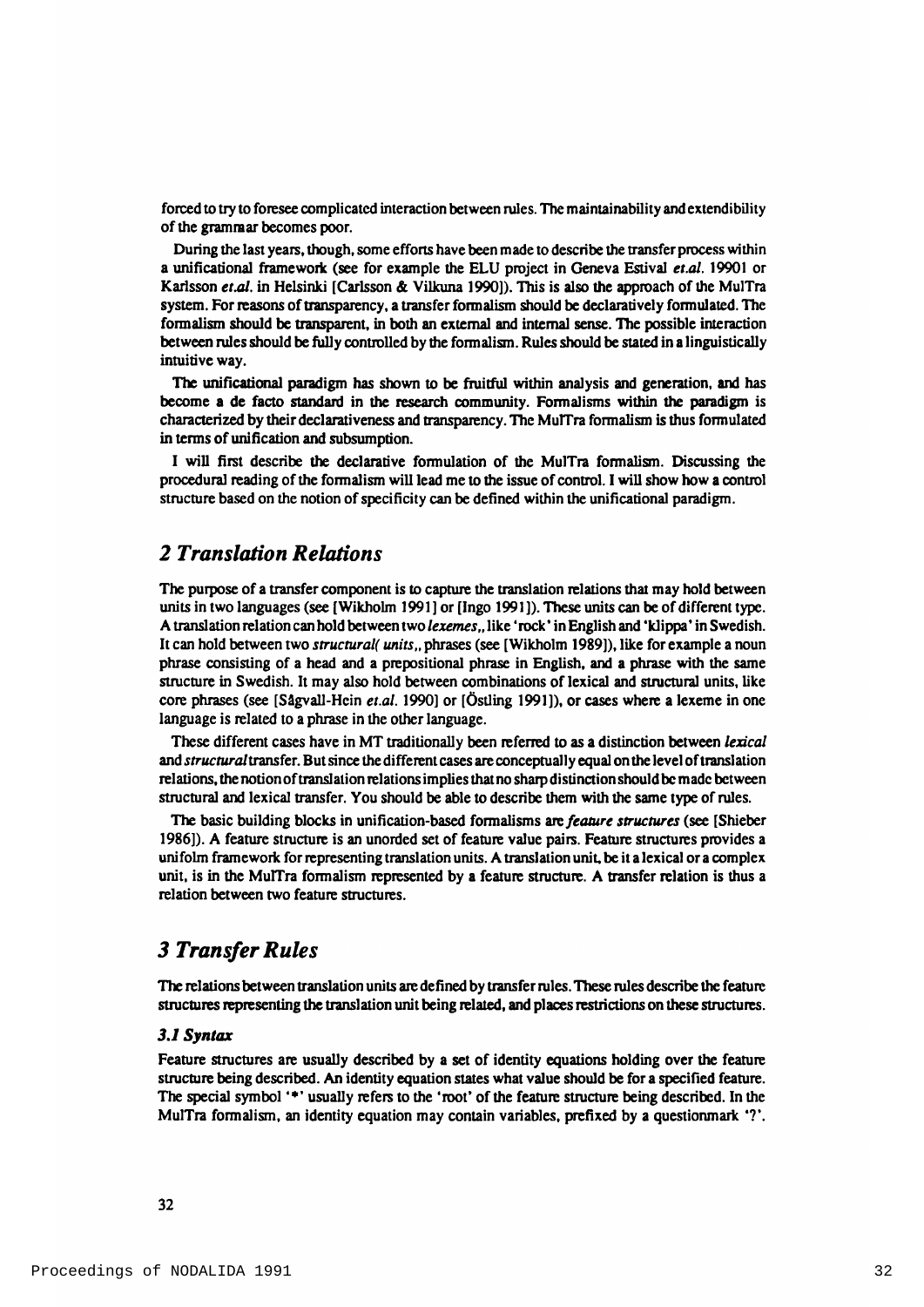forced to try to foresee complicated interaction between rules. The maintainability and extendibility of the grammar becomes poor.

During the last years, though, some efforts have been made to describe the transfer process within a unificational framework (see for example the ELU project in Geneva Estival *et.al.* 19901 or Karlsson *et.al.* in Helsinki [Carlsson & Vilkuna 1990]). This is also the approach of the MulTra system. For reasons of transparency, a transfer formalism should be declaratively formulated. The formalism should be transparent, in both an external and internal sense. The possible interaction between rules should be fully controlled by the formalism. Rules should be stated in a linguistically intuitive way.

The unificational paradigm has shown to be fruitful within analysis and generation, and has become a de facto standard in the research community. Formalisms within the paradigm is characterized by their declarativeness and transparency. The MulTra formalism is thus formulated in terms of unification and subsumption.

I will first describe the declarative formulation of the MulTra formalism. Discussing the procedural reading of the formalism will lead me to the issue of control. I will show how a control structure based on the notion of specificity can be defined within the unificational paradigm.

## *2 Translation Relations*

The purpose of a transfer component is to capture the translation relations that may hold between units in two languages (see [Wikholm 1991] or [Ingo 1991]). These units can be of different type. A translation relation can hold between two *lexemes*,, like 'rock' in English and 'klippa' in Swedish. It can hold between two *structural( units*,, phrases (see [Wikholm 1989]), like for example a noun phrase consisting of a head and a prepositional phrase in English, and a phrase with the same structure in Swedish. It may also hold between combinations of lexical and structural units, like core phrases (see [Sågvall-Hein *et.al.* 1990] or [Östling 1991]), or cases where a lexeme in one language is related to a phrase in the other language.

These different cases have in MT traditionally been referred to as a distinction between *lexical* and *structural* transfer. But since the different cases are conceptually equal on the level of translation relations, the notion of translation relations implies that no sharp distinction should be made between structural and lexical transfer. You should be able to describe them with the same type of rules.

The basic building blocks in unification-based formalisms are *feature structures* (see [Shieber 1986]). A feature structure is an unorded set of feature value pairs. Feature structures provides a unifolm framework for representing translation units. A translation unit, be it a lexical or a complex unit, is in the MulTra formalism represented by a feature structure. A transfer relation is thus a relation between two feature structures.

## *3 Transfer Rules*

The relations between translation units are defined by transfer rules. These rules describe the feature structures representing the translation unit being related, and places restrictions on these structures.

### *3.1 Syntax*

Feature structures are usually described by a set of identity equations holding over the feature structure being described. An identity equation states what value should be for a specified feature. The special symbol '*' usually refers to the 'root' of the feature structure being described. In the MulTra formalism, an identity equation may contain variables, prefixed by a questionmark '?'.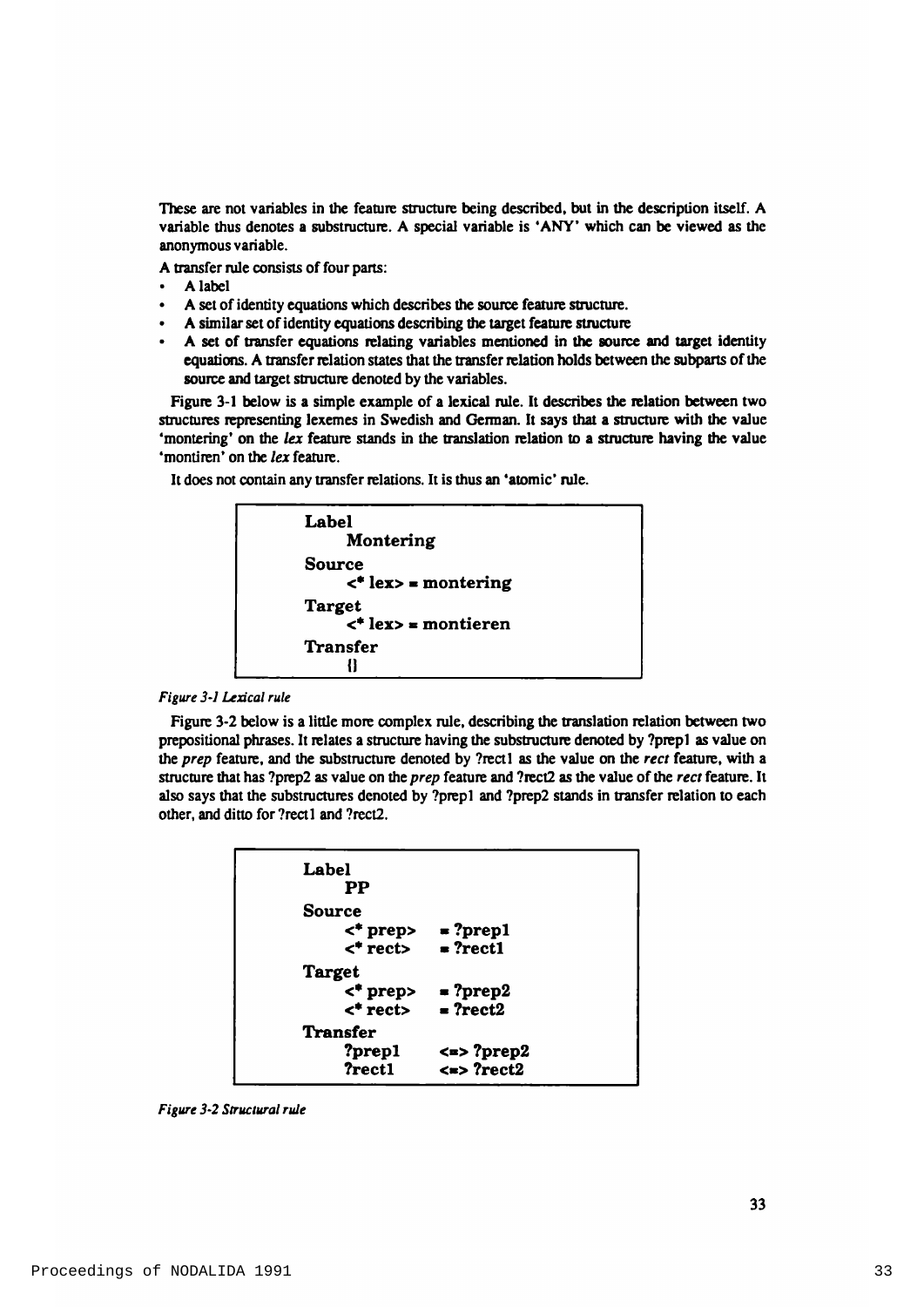These are not variables in the feature structure being described, but in the description itself. A variable thus denotes a substructure. A special variable is 'ANY' which can be viewed as the anonymous variable.

A transfer rule consists of four parts:

- A label
- A set of identity equations which describes the source feature structure.
- A similar set of identity equations describing the target feature structure
- A set of transfer equations relating variables mentioned in the source and target identity equations. A transfer relation states that the transfer relation holds between the subparts of the source and target structure denoted by the variables.

Figure 3-1 below is a simple example of a lexical rule. It describes the relation between two structures representing lexemes in Swedish and German. It says that a structure with the value 'montering' on the *lex* feature stands in the translation relation to a structure having the value 'montiren' on the *lex* feature.

It does not contain any transfer relations. It is thus an 'atomic' rule.

```
Label
    Montering
Source
    <* lex> = montering
Target
    <* lex> = montieren
Transfer
    {}
```

*Figure 3-1 Lexical rule*

Figure 3-2 below is a little more complex rule, describing the translation relation between two prepositional phrases. It relates a structure having the substructure denoted by ?prep1 as value on the *prep* feature, and the substructure denoted by ?rect1 as the value on the *rect* feature, with a structure that has ?prep2 as value on the *prep* feature and ?rect2 as the value of the *rect* feature. It also says that the substructures denoted by ?prep1 and ?prep2 stands in transfer relation to each other, and ditto for ?rect1 and ?rect2.

```
Label
    PP
Source
    <* prep>    = ?prep1
    <* rect>    = ?rect1
Target
    <* prep>    = ?prep2
    <* rect>    = ?rect2
Transfer
    ?prep1      <=> ?prep2
    ?rect1      <=> ?rect2
```

*Figure 3-2 Structural rule*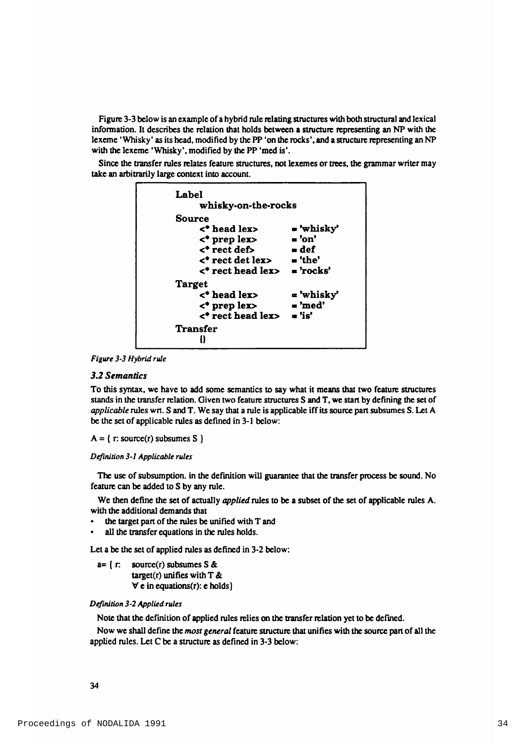Figure 3-3 below is an example of a hybrid rule relating structures with both structural and lexical information. It describes the relation that holds between a structure representing an NP with the lexeme 'Whisky' as its head, modified by the PP 'on the rocks', and a structure representing an NP with the lexeme 'Whisky', modified by the PP 'med is'.

Since the transfer rules relates feature structures, not lexemes or trees, the grammar writer may take an arbitrarily large context into account.

```
Label
    whisky-on-the-rocks
Source
    <* head lex>          = 'whisky'
    <* prep lex>          = 'on'
    <* rect def>          = def
    <* rect det lex>      = 'the'
    <* rect head lex>     = 'rocks'
Target
    <* head lex>          = 'whisky'
    <* prep lex>          = 'med'
    <* rect head lex>     = 'is'
Transfer
    {}
```

*Figure 3-3 Hybrid rule*

### *3.2 Semantics*

To this syntax, we have to add some semantics to say what it means that two feature structures stands in the transfer relation. Given two feature structures S and T, we start by defining the set of *applicable* rules wrt. S and T. We say that a rule is applicable iff its source part subsumes S. Let A be the set of applicable rules as defined in 3-1 below:

$A = \{ r: \text{source}(r) \text{ subsumes } S \}$

*Definition 3-1 Applicable rules*

The use of subsumption. in the definition will guarantee that the transfer process be sound. No feature can be added to S by any rule.

We then define the set of actually *applied* rules to be a subset of the set of applicable rules A. with the additional demands that

- the target part of the rules be unified with T and
- all the transfer equations in the rules holds.

Let a be the set of applied rules as defined in 3-2 below:

$$a = \{ r: \text{source}(r) \text{ subsumes } S \;\&\; \text{target}(r) \text{ unifies with } T \;\&\; \forall e \text{ in equations}(r)\text{: } e \text{ holds} \}$$

*Definition 3-2 Applied rules*

Note that the definition of applied rules relies on the transfer relation yet to be defined.

Now we shall define the *most general* feature structure that unifies with the source part of all the applied rules. Let C be a structure as defined in 3-3 below: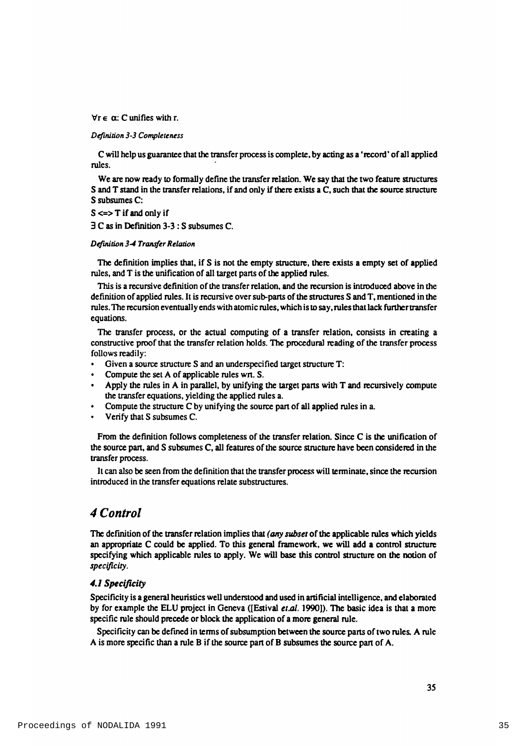$\forall r \in \alpha$: C unifies with r.

*Definition 3-3 Completeness*

C will help us guarantee that the transfer process is complete, by acting as a 'record' of all applied rules.

We are now ready to formally define the transfer relation. We say that the two feature structures S and T stand in the transfer relations, if and only if there exists a C, such that the source structure S subsumes C:

S <=> T if and only if

$\exists$ C as in Definition 3-3 : S subsumes C.

*Definition 3-4 Transfer Relation*

The definition implies that, if S is not the empty structure, there exists a empty set of applied rules, and T is the unification of all target parts of the applied rules.

This is a recursive definition of the transfer relation, and the recursion is introduced above in the definition of applied rules. It is recursive over sub-parts of the structures S and T, mentioned in the rules. The recursion eventually ends with atomic rules, which is to say, rules that lack further transfer equations.

The transfer process, or the actual computing of a transfer relation, consists in creating a constructive proof that the transfer relation holds. The procedural reading of the transfer process follows readily:

- Given a source structure S and an underspecified target structure T:
- Compute the set A of applicable rules wrt. S.
- Apply the rules in A in parallel, by unifying the target parts with T and recursively compute the transfer equations, yielding the applied rules a.
- Compute the structure C by unifying the source part of all applied rules in a.
- Verify that S subsumes C.

From the definition follows completeness of the transfer relation. Since C is the unification of the source part, and S subsumes C, all features of the source structure have been considered in the transfer process.

It can also be seen from the definition that the transfer process will terminate, since the recursion introduced in the transfer equations relate substructures.

# 4 Control

The definition of the transfer relation implies that *(any subset* of the applicable rules which yields an appropriate C could be applied. To this general framework, we will add a control structure specifying which applicable rules to apply. We will base this control structure on the notion of *specificity*.

## 4.1 Specificity

Specificity is a general heuristics well understood and used in artificial intelligence, and elaborated by for example the ELU project in Geneva ([Estival *et.al.* 1990]). The basic idea is that a more specific rule should precede or block the application of a more general rule.

Specificity can be defined in terms of subsumption between the source parts of two rules. A rule A is more specific than a rule B if the source part of B subsumes the source part of A.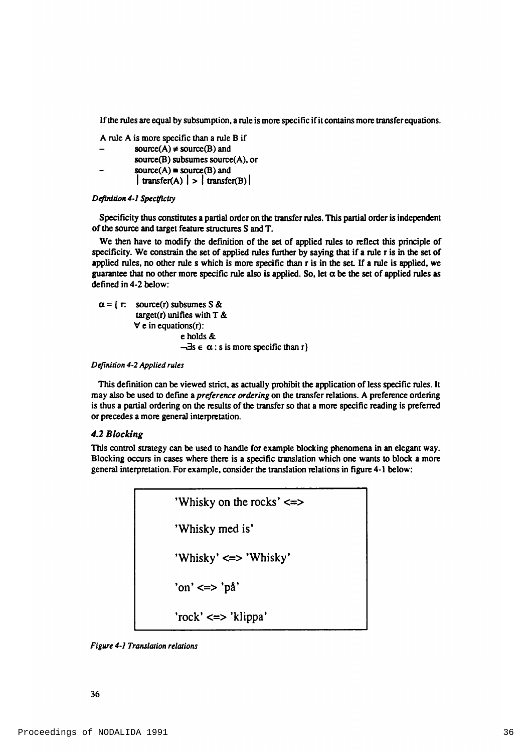If the rules are equal by subsumption, a rule is more specific if it contains more transfer equations.

A rule A is more specific than a rule B if

- source(A) $\neq$ source(B) and
  source(B) subsumes source(A), or
- source(A) $\equiv$ source(B) and
  $|$ transfer(A) $|$ > $|$ transfer(B) $|$

*Definition 4-1 Specificity*

Specificity thus constitutes a partial order on the transfer rules. This partial order is independent of the source and target feature structures S and T.

We then have to modify the definition of the set of applied rules to reflect this principle of specificity. We constrain the set of applied rules further by saying that if a rule r is in the set of applied rules, no other rule s which is more specific than r is in the set. If a rule is applied, we guarantee that no other more specific rule also is applied. So, let $\alpha$ be the set of applied rules as defined in 4-2 below:

$\alpha$ = { r: source(r) subsumes S &
target(r) unifies with T &
$\forall$ e in equations(r):
e holds &
$\neg\exists s \in \alpha$ : s is more specific than r}

*Definition 4-2 Applied rules*

This definition can be viewed strict, as actually prohibit the application of less specific rules. It may also be used to define a *preference ordering* on the transfer relations. A preference ordering is thus a partial ordering on the results of the transfer so that a more specific reading is preferred or precedes a more general interpretation.

### *4.2 Blocking*

This control strategy can be used to handle for example blocking phenomena in an elegant way. Blocking occurs in cases where there is a specific translation which one wants to block a more general interpretation. For example, consider the translation relations in figure 4-1 below:

'Whisky on the rocks' <=>

'Whisky med is'

'Whisky' <=> 'Whisky'

'on' <=> 'på'

'rock' <=> 'klippa'

*Figure 4-1 Translation relations*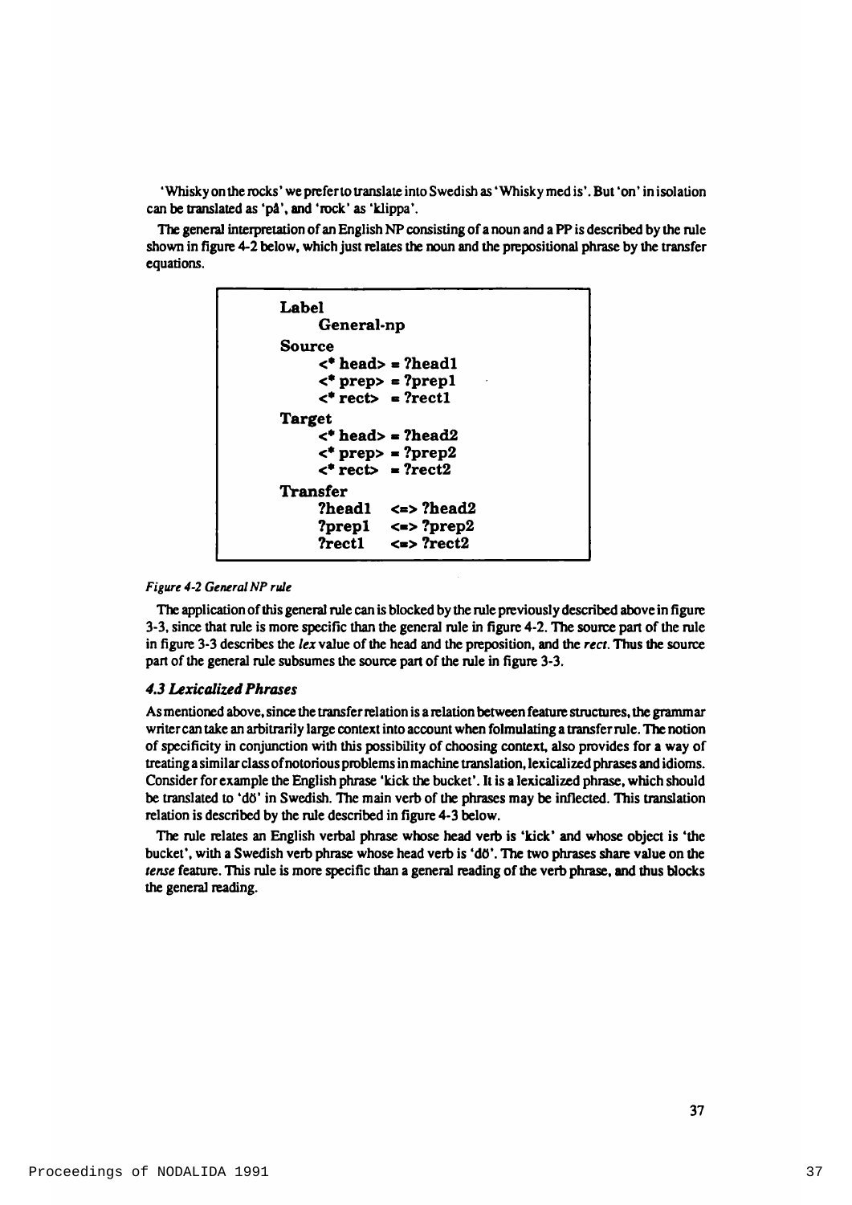'Whisky on the rocks' we prefer to translate into Swedish as 'Whisky med is'. But 'on' in isolation can be translated as 'på', and 'rock' as 'klippa'.

The general interpretation of an English NP consisting of a noun and a PP is described by the rule shown in figure 4-2 below, which just relates the noun and the prepositional phrase by the transfer equations.

```
Label
     General-np
Source
     <* head> = ?head1
     <* prep> = ?prep1
     <* rect> = ?rect1
Target
     <* head> = ?head2
     <* prep> = ?prep2
     <* rect> = ?rect2
Transfer
     ?head1   <=> ?head2
     ?prep1   <=> ?prep2
     ?rect1   <=> ?rect2
```

*Figure 4-2 General NP rule*

The application of this general rule can is blocked by the rule previously described above in figure 3-3, since that rule is more specific than the general rule in figure 4-2. The source part of the rule in figure 3-3 describes the *lex* value of the head and the preposition, and the *rect*. Thus the source part of the general rule subsumes the source part of the rule in figure 3-3.

### *4.3 Lexicalized Phrases*

As mentioned above, since the transfer relation is a relation between feature structures, the grammar writer can take an arbitrarily large context into account when folmulating a transfer rule. The notion of specificity in conjunction with this possibility of choosing context, also provides for a way of treating a similar class of notorious problems in machine translation, lexicalized phrases and idioms. Consider for example the English phrase 'kick the bucket'. It is a lexicalized phrase, which should be translated to 'dö' in Swedish. The main verb of the phrases may be inflected. This translation relation is described by the rule described in figure 4-3 below.

The rule relates an English verbal phrase whose head verb is 'kick' and whose object is 'the bucket', with a Swedish verb phrase whose head verb is 'dö'. The two phrases share value on the *tense* feature. This rule is more specific than a general reading of the verb phrase, and thus blocks the general reading.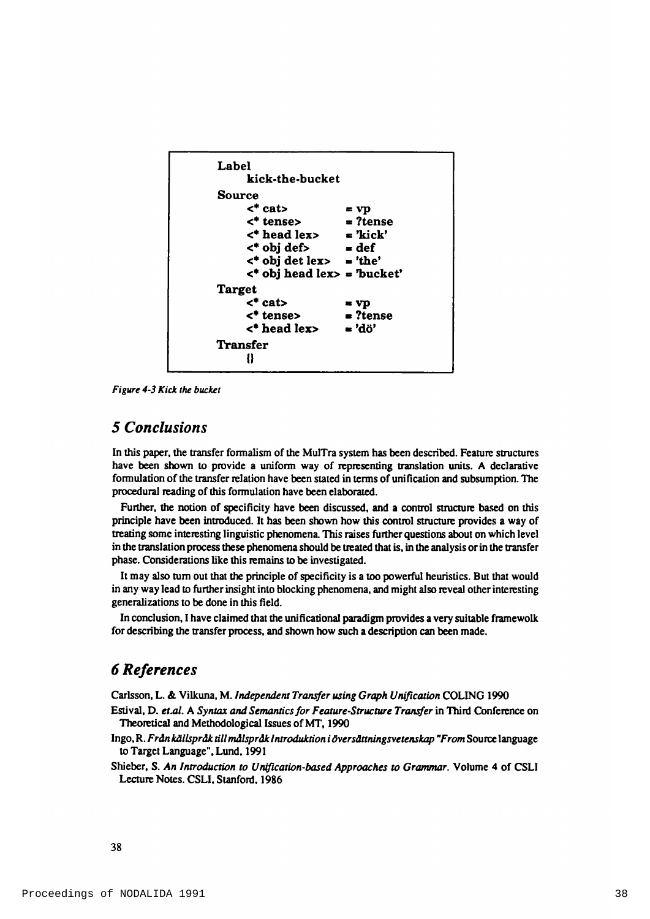```
Label
    kick-the-bucket
Source
    <* cat>              = vp
    <* tense>            = ?tense
    <* head lex>         = 'kick'
    <* obj def>          = def
    <* obj det lex>      = 'the'
    <* obj head lex>     = 'bucket'
Target
    <* cat>              = vp
    <* tense>            = ?tense
    <* head lex>         = 'dö'
Transfer
    {}
```

*Figure 4-3 Kick the bucket*

## 5 Conclusions

In this paper, the transfer formalism of the MulTra system has been described. Feature structures have been shown to provide a uniform way of representing translation units. A declarative formulation of the transfer relation have been stated in terms of unification and subsumption. The procedural reading of this formulation have been elaborated.

Further, the notion of specificity have been discussed, and a control structure based on this principle have been introduced. It has been shown how this control structure provides a way of treating some interesting linguistic phenomena. This raises further questions about on which level in the translation process these phenomena should be treated that is, in the analysis or in the transfer phase. Considerations like this remains to be investigated.

It may also turn out that the principle of specificity is a too powerful heuristics. But that would in any way lead to further insight into blocking phenomena, and might also reveal other interesting generalizations to be done in this field.

In conclusion, I have claimed that the unificational paradigm provides a very suitable framewolk for describing the transfer process, and shown how such a description can been made.

## 6 References

Carlsson, L. & Vilkuna, M. *Independent Transfer using Graph Unification* COLING 1990

Estival, D. *et.al.* A *Syntax and Semantics for Feature-Structure Transfer* in Third Conference on Theoretical and Methodological Issues of MT, 1990

Ingo, R. *Från källspråk till målspråk Introduktion i översättningsvetenskap "From* Source language to Target Language", Lund, 1991

Shieber, S. *An Introduction to Unification-based Approaches to Grammar.* Volume 4 of CSLI Lecture Notes. CSLI, Stanford, 1986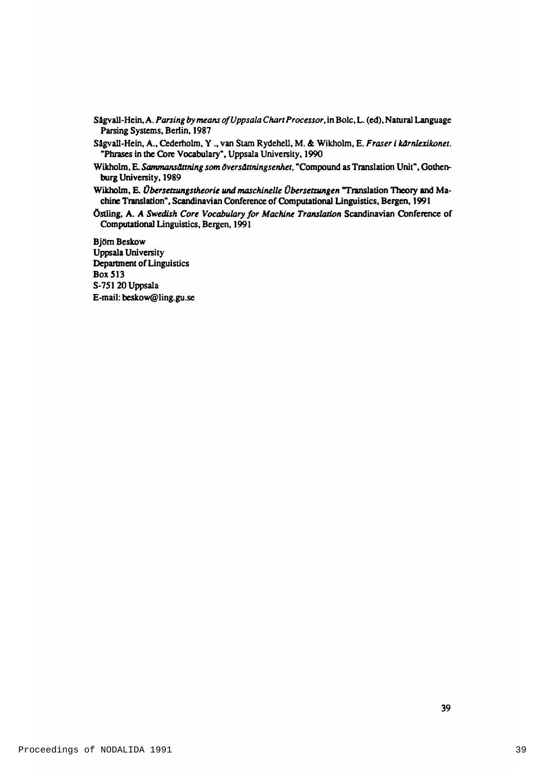Sågvall-Hein, A. *Parsing by means of Uppsala Chart Processor*, in Bolc, L. (ed), Natural Language Parsing Systems, Berlin, 1987

Sågvall-Hein, A., Cederholm, Y ., van Stam Rydehell, M. & Wikholm, E. *Fraser i kärnlexikonet*. "Phrases in the Core Vocabulary", Uppsala University, 1990

Wikholm, E. *Sammansättning som översättningsenhet*, "Compound as Translation Unit", Gothenburg University, 1989

Wikholm, E. *Übersetzungstheorie und maschinelle Übersetzungen* "Translation Theory and Machine Translation", Scandinavian Conference of Computational Linguistics, Bergen, 1991

Östling, A. *A Swedish Core Vocabulary for Machine Translation* Scandinavian Conference of Computational Linguistics, Bergen, 1991

Björn Beskow
Uppsala University
Department of Linguistics
Box 513
S-751 20 Uppsala
E-mail: beskow@ling.gu.se